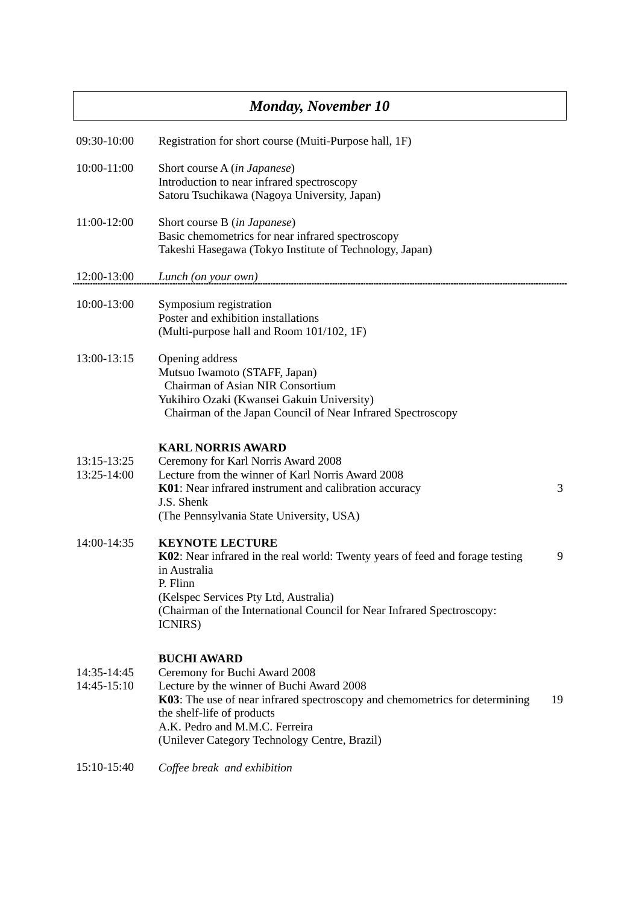## *Monday, November 10*

| | | |
|---|---|---|
| 09:30-10:00 | Registration for short course (Muiti-Purpose hall, 1F) | |
| 10:00-11:00 | Short course A (*in Japanese*)<br>Introduction to near infrared spectroscopy<br>Satoru Tsuchikawa (Nagoya University, Japan) | |
| 11:00-12:00 | Short course B (*in Japanese*)<br>Basic chemometrics for near infrared spectroscopy<br>Takeshi Hasegawa (Tokyo Institute of Technology, Japan) | |
| 12:00-13:00 | *Lunch (on your own)* | |
| 10:00-13:00 | Symposium registration<br>Poster and exhibition installations<br>(Multi-purpose hall and Room 101/102, 1F) | |
| 13:00-13:15 | Opening address<br>Mutsuo Iwamoto (STAFF, Japan)<br>Chairman of Asian NIR Consortium<br>Yukihiro Ozaki (Kwansei Gakuin University)<br>Chairman of the Japan Council of Near Infrared Spectroscopy | |
| | **KARL NORRIS AWARD** | |
| 13:15-13:25 | Ceremony for Karl Norris Award 2008 | |
| 13:25-14:00 | Lecture from the winner of Karl Norris Award 2008<br>**K01**: Near infrared instrument and calibration accuracy<br>J.S. Shenk<br>(The Pennsylvania State University, USA) | 3 |
| 14:00-14:35 | **KEYNOTE LECTURE**<br>**K02**: Near infrared in the real world: Twenty years of feed and forage testing in Australia<br>P. Flinn<br>(Kelspec Services Pty Ltd, Australia)<br>(Chairman of the International Council for Near Infrared Spectroscopy: ICNIRS) | 9 |
| | **BUCHI AWARD** | |
| 14:35-14:45 | Ceremony for Buchi Award 2008 | |
| 14:45-15:10 | Lecture by the winner of Buchi Award 2008<br>**K03**: The use of near infrared spectroscopy and chemometrics for determining the shelf-life of products<br>A.K. Pedro and M.M.C. Ferreira<br>(Unilever Category Technology Centre, Brazil) | 19 |
| 15:10-15:40 | *Coffee break and exhibition* | |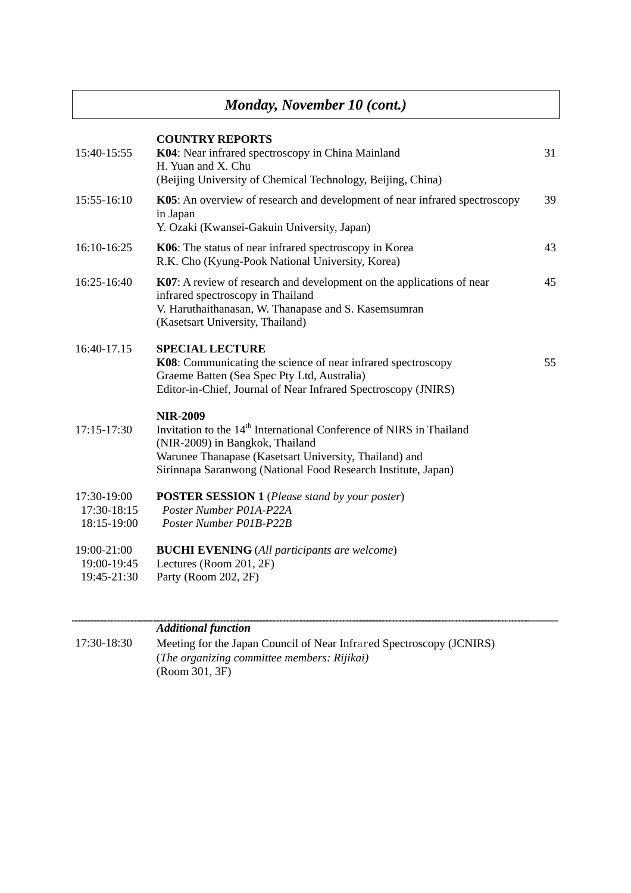## *Monday, November 10 (cont.)*

| | | |
|---|---|---|
| 15:40-15:55 | **COUNTRY REPORTS**<br>**K04**: Near infrared spectroscopy in China Mainland<br>H. Yuan and X. Chu<br>(Beijing University of Chemical Technology, Beijing, China) | 31 |
| 15:55-16:10 | **K05**: An overview of research and development of near infrared spectroscopy in Japan<br>Y. Ozaki (Kwansei-Gakuin University, Japan) | 39 |
| 16:10-16:25 | **K06**: The status of near infrared spectroscopy in Korea<br>R.K. Cho (Kyung-Pook National University, Korea) | 43 |
| 16:25-16:40 | **K07**: A review of research and development on the applications of near infrared spectroscopy in Thailand<br>V. Haruthaithanasan, W. Thanapase and S. Kasemsumran<br>(Kasetsart University, Thailand) | 45 |
| 16:40-17.15 | **SPECIAL LECTURE**<br>**K08**: Communicating the science of near infrared spectroscopy<br>Graeme Batten (Sea Spec Pty Ltd, Australia)<br>Editor-in-Chief, Journal of Near Infrared Spectroscopy (JNIRS) | 55 |
| 17:15-17:30 | **NIR-2009**<br>Invitation to the $14^{th}$ International Conference of NIRS in Thailand (NIR-2009) in Bangkok, Thailand<br>Warunee Thanapase (Kasetsart University, Thailand) and<br>Sirinnapa Saranwong (National Food Research Institute, Japan) | |
| 17:30-19:00<br>17:30-18:15<br>18:15-19:00 | **POSTER SESSION 1** (*Please stand by your poster*)<br>*Poster Number P01A-P22A*<br>*Poster Number P01B-P22B* | |
| 19:00-21:00<br>19:00-19:45<br>19:45-21:30 | **BUCHI EVENING** (*All participants are welcome*)<br>Lectures (Room 201, 2F)<br>Party (Room 202, 2F) | |

---

| | |
|---|---|
| | ***Additional function*** |
| 17:30-18:30 | Meeting for the Japan Council of Near Infrared Spectroscopy (JCNIRS)<br>(*The organizing committee members: Rijikai)*<br>(Room 301, 3F) |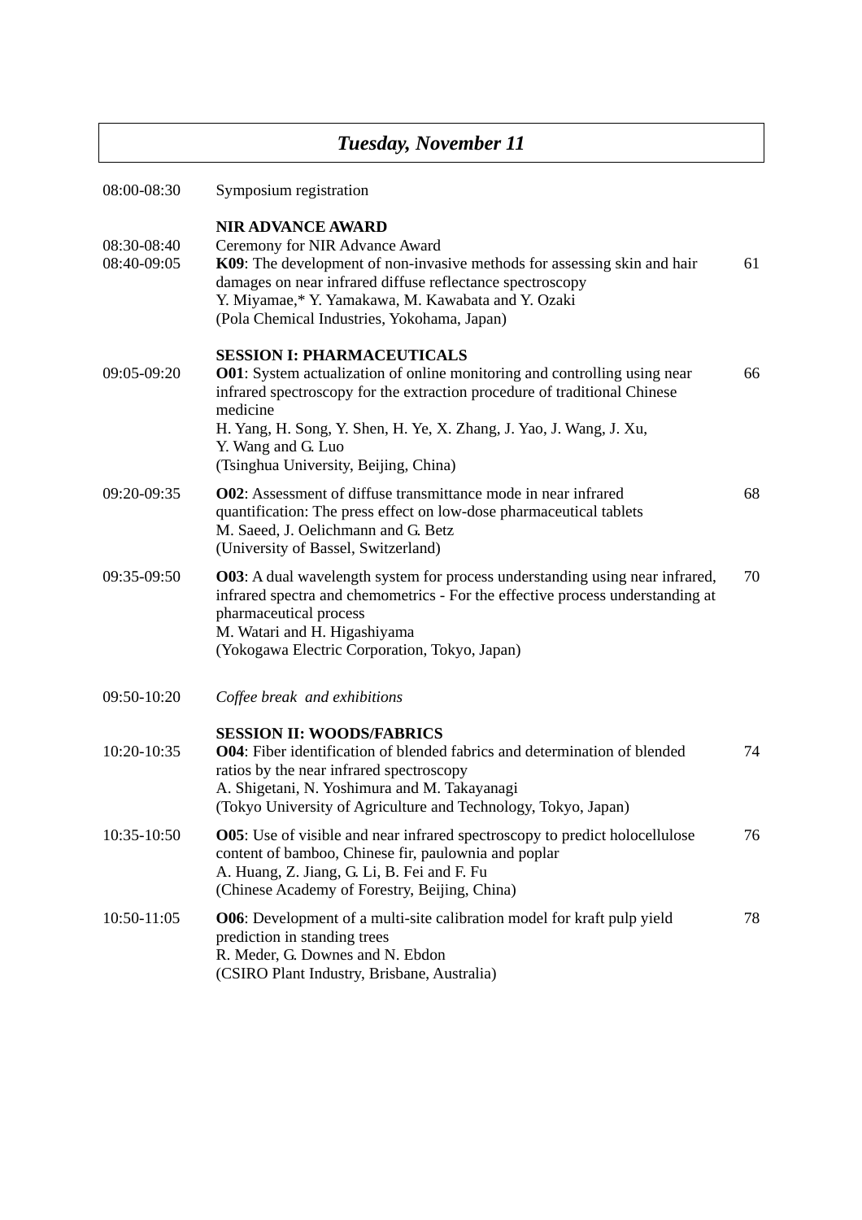## *Tuesday, November 11*

| | | |
|---|---|---|
| 08:00-08:30 | Symposium registration | |
| | **NIR ADVANCE AWARD** | |
| 08:30-08:40 | Ceremony for NIR Advance Award | |
| 08:40-09:05 | **K09**: The development of non-invasive methods for assessing skin and hair damages on near infrared diffuse reflectance spectroscopy<br>Y. Miyamae,* Y. Yamakawa, M. Kawabata and Y. Ozaki<br>(Pola Chemical Industries, Yokohama, Japan) | 61 |
| | **SESSION I: PHARMACEUTICALS** | |
| 09:05-09:20 | **O01**: System actualization of online monitoring and controlling using near infrared spectroscopy for the extraction procedure of traditional Chinese medicine<br>H. Yang, H. Song, Y. Shen, H. Ye, X. Zhang, J. Yao, J. Wang, J. Xu, Y. Wang and G. Luo<br>(Tsinghua University, Beijing, China) | 66 |
| 09:20-09:35 | **O02**: Assessment of diffuse transmittance mode in near infrared quantification: The press effect on low-dose pharmaceutical tablets<br>M. Saeed, J. Oelichmann and G. Betz<br>(University of Bassel, Switzerland) | 68 |
| 09:35-09:50 | **O03**: A dual wavelength system for process understanding using near infrared, infrared spectra and chemometrics - For the effective process understanding at pharmaceutical process<br>M. Watari and H. Higashiyama<br>(Yokogawa Electric Corporation, Tokyo, Japan) | 70 |
| 09:50-10:20 | *Coffee break and exhibitions* | |
| | **SESSION II: WOODS/FABRICS** | |
| 10:20-10:35 | **O04**: Fiber identification of blended fabrics and determination of blended ratios by the near infrared spectroscopy<br>A. Shigetani, N. Yoshimura and M. Takayanagi<br>(Tokyo University of Agriculture and Technology, Tokyo, Japan) | 74 |
| 10:35-10:50 | **O05**: Use of visible and near infrared spectroscopy to predict holocellulose content of bamboo, Chinese fir, paulownia and poplar<br>A. Huang, Z. Jiang, G. Li, B. Fei and F. Fu<br>(Chinese Academy of Forestry, Beijing, China) | 76 |
| 10:50-11:05 | **O06**: Development of a multi-site calibration model for kraft pulp yield prediction in standing trees<br>R. Meder, G. Downes and N. Ebdon<br>(CSIRO Plant Industry, Brisbane, Australia) | 78 |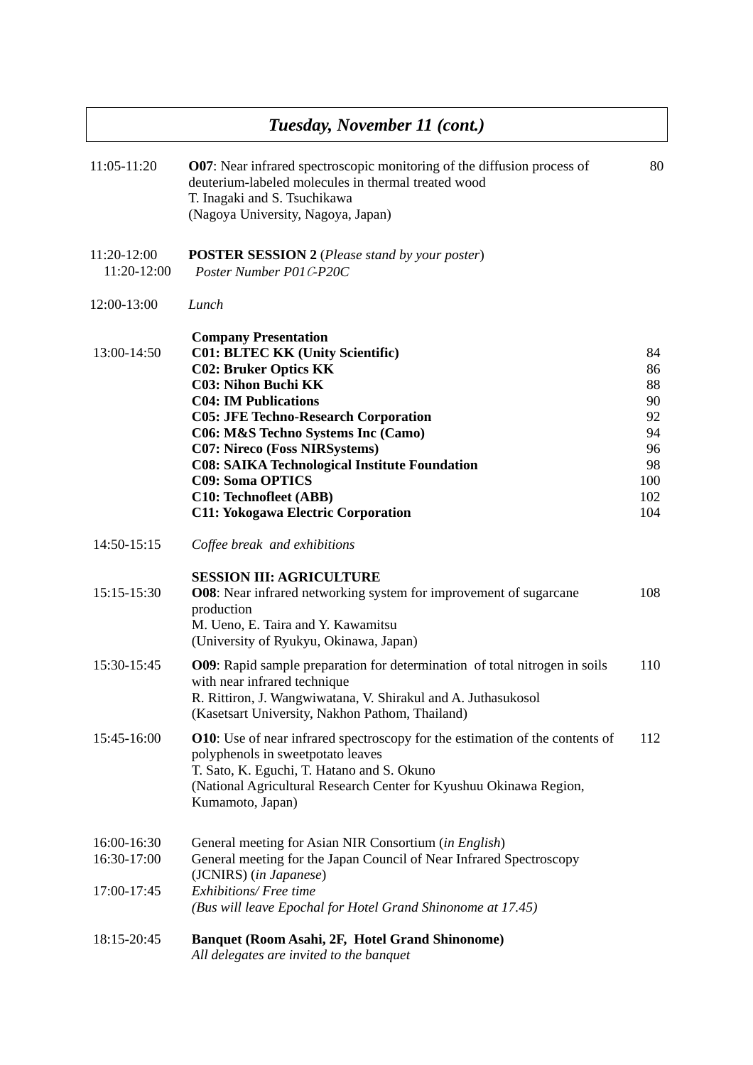## *Tuesday, November 11 (cont.)*

| | | |
|---|---|---|
| 11:05-11:20 | **O07**: Near infrared spectroscopic monitoring of the diffusion process of deuterium-labeled molecules in thermal treated wood<br>T. Inagaki and S. Tsuchikawa<br>(Nagoya University, Nagoya, Japan) | 80 |
| 11:20-12:00<br>11:20-12:00 | **POSTER SESSION 2** (*Please stand by your poster*)<br>*Poster Number P01C-P20C* | |
| 12:00-13:00 | *Lunch* | |
| 13:00-14:50 | **Company Presentation**<br>**C01: BLTEC KK (Unity Scientific)**<br>**C02: Bruker Optics KK**<br>**C03: Nihon Buchi KK**<br>**C04: IM Publications**<br>**C05: JFE Techno-Research Corporation**<br>**C06: M&S Techno Systems Inc (Camo)**<br>**C07: Nireco (Foss NIRSystems)**<br>**C08: SAIKA Technological Institute Foundation**<br>**C09: Soma OPTICS**<br>**C10: Technofleet (ABB)**<br>**C11: Yokogawa Electric Corporation** | <br>84<br>86<br>88<br>90<br>92<br>94<br>96<br>98<br>100<br>102<br>104 |
| 14:50-15:15 | *Coffee break and exhibitions* | |
| 15:15-15:30 | **SESSION III: AGRICULTURE**<br>**O08**: Near infrared networking system for improvement of sugarcane production<br>M. Ueno, E. Taira and Y. Kawamitsu<br>(University of Ryukyu, Okinawa, Japan) | 108 |
| 15:30-15:45 | **O09**: Rapid sample preparation for determination of total nitrogen in soils with near infrared technique<br>R. Rittiron, J. Wangwiwatana, V. Shirakul and A. Juthasukosol<br>(Kasetsart University, Nakhon Pathom, Thailand) | 110 |
| 15:45-16:00 | **O10**: Use of near infrared spectroscopy for the estimation of the contents of polyphenols in sweetpotato leaves<br>T. Sato, K. Eguchi, T. Hatano and S. Okuno<br>(National Agricultural Research Center for Kyushuu Okinawa Region, Kumamoto, Japan) | 112 |
| 16:00-16:30 | General meeting for Asian NIR Consortium (*in English*) | |
| 16:30-17:00 | General meeting for the Japan Council of Near Infrared Spectroscopy (JCNIRS) (*in Japanese*) | |
| 17:00-17:45 | *Exhibitions/ Free time*<br>*(Bus will leave Epochal for Hotel Grand Shinonome at 17.45)* | |
| 18:15-20:45 | **Banquet (Room Asahi, 2F, Hotel Grand Shinonome)**<br>*All delegates are invited to the banquet* | |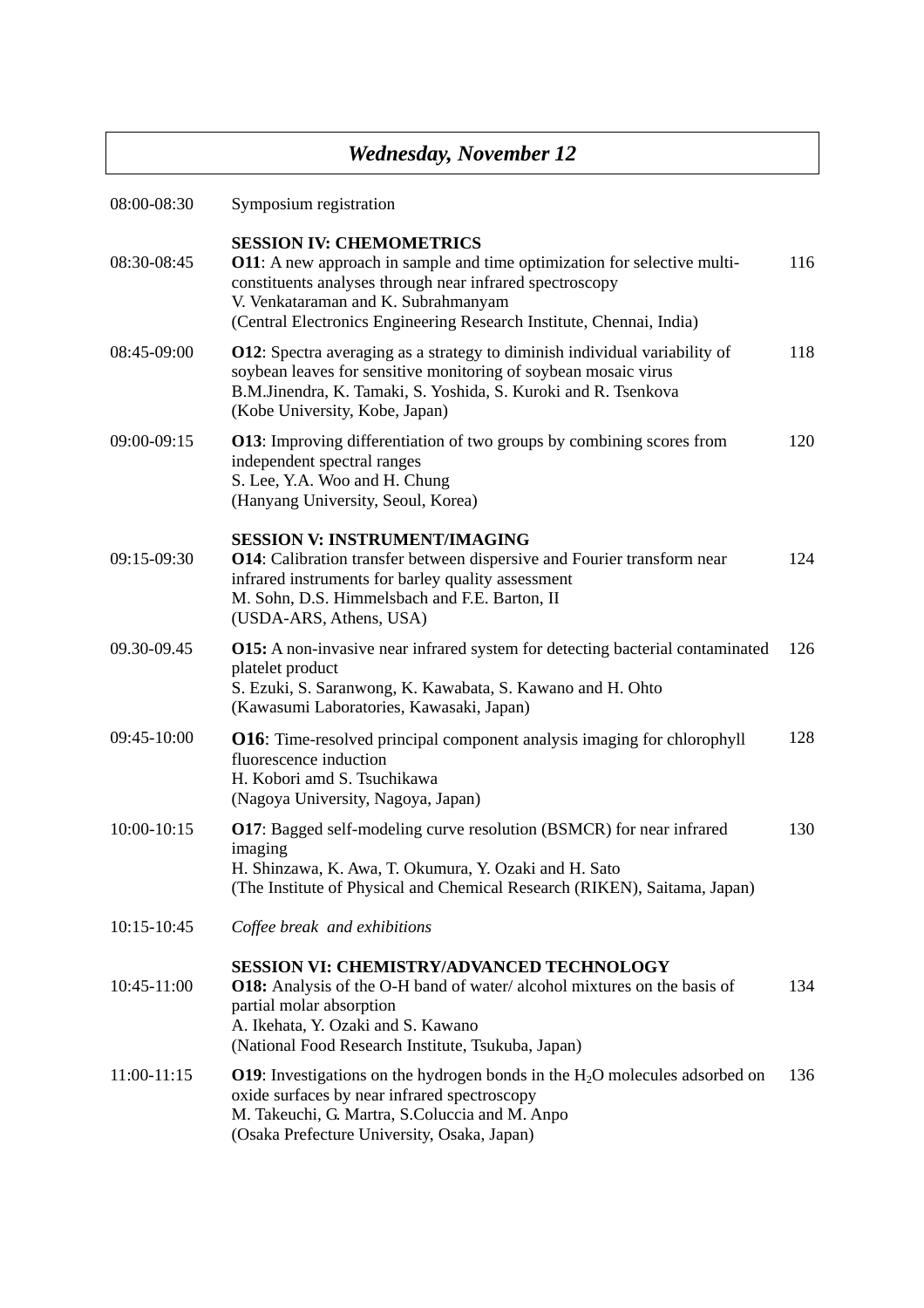## *Wednesday, November 12*

| | | |
|---|---|---|
| 08:00-08:30 | Symposium registration | |
| | **SESSION IV: CHEMOMETRICS** | |
| 08:30-08:45 | **O11**: A new approach in sample and time optimization for selective multi-constituents analyses through near infrared spectroscopy<br>V. Venkataraman and K. Subrahmanyam<br>(Central Electronics Engineering Research Institute, Chennai, India) | 116 |
| 08:45-09:00 | **O12**: Spectra averaging as a strategy to diminish individual variability of soybean leaves for sensitive monitoring of soybean mosaic virus<br>B.M.Jinendra, K. Tamaki, S. Yoshida, S. Kuroki and R. Tsenkova<br>(Kobe University, Kobe, Japan) | 118 |
| 09:00-09:15 | **O13**: Improving differentiation of two groups by combining scores from independent spectral ranges<br>S. Lee, Y.A. Woo and H. Chung<br>(Hanyang University, Seoul, Korea) | 120 |
| | **SESSION V: INSTRUMENT/IMAGING** | |
| 09:15-09:30 | **O14**: Calibration transfer between dispersive and Fourier transform near infrared instruments for barley quality assessment<br>M. Sohn, D.S. Himmelsbach and F.E. Barton, II<br>(USDA-ARS, Athens, USA) | 124 |
| 09.30-09.45 | **O15:** A non-invasive near infrared system for detecting bacterial contaminated platelet product<br>S. Ezuki, S. Saranwong, K. Kawabata, S. Kawano and H. Ohto<br>(Kawasumi Laboratories, Kawasaki, Japan) | 126 |
| 09:45-10:00 | **O16**: Time-resolved principal component analysis imaging for chlorophyll fluorescence induction<br>H. Kobori amd S. Tsuchikawa<br>(Nagoya University, Nagoya, Japan) | 128 |
| 10:00-10:15 | **O17**: Bagged self-modeling curve resolution (BSMCR) for near infrared imaging<br>H. Shinzawa, K. Awa, T. Okumura, Y. Ozaki and H. Sato<br>(The Institute of Physical and Chemical Research (RIKEN), Saitama, Japan) | 130 |
| 10:15-10:45 | *Coffee break and exhibitions* | |
| | **SESSION VI: CHEMISTRY/ADVANCED TECHNOLOGY** | |
| 10:45-11:00 | **O18:** Analysis of the O-H band of water/ alcohol mixtures on the basis of partial molar absorption<br>A. Ikehata, Y. Ozaki and S. Kawano<br>(National Food Research Institute, Tsukuba, Japan) | 134 |
| 11:00-11:15 | **O19**: Investigations on the hydrogen bonds in the $H_2O$ molecules adsorbed on oxide surfaces by near infrared spectroscopy<br>M. Takeuchi, G. Martra, S.Coluccia and M. Anpo<br>(Osaka Prefecture University, Osaka, Japan) | 136 |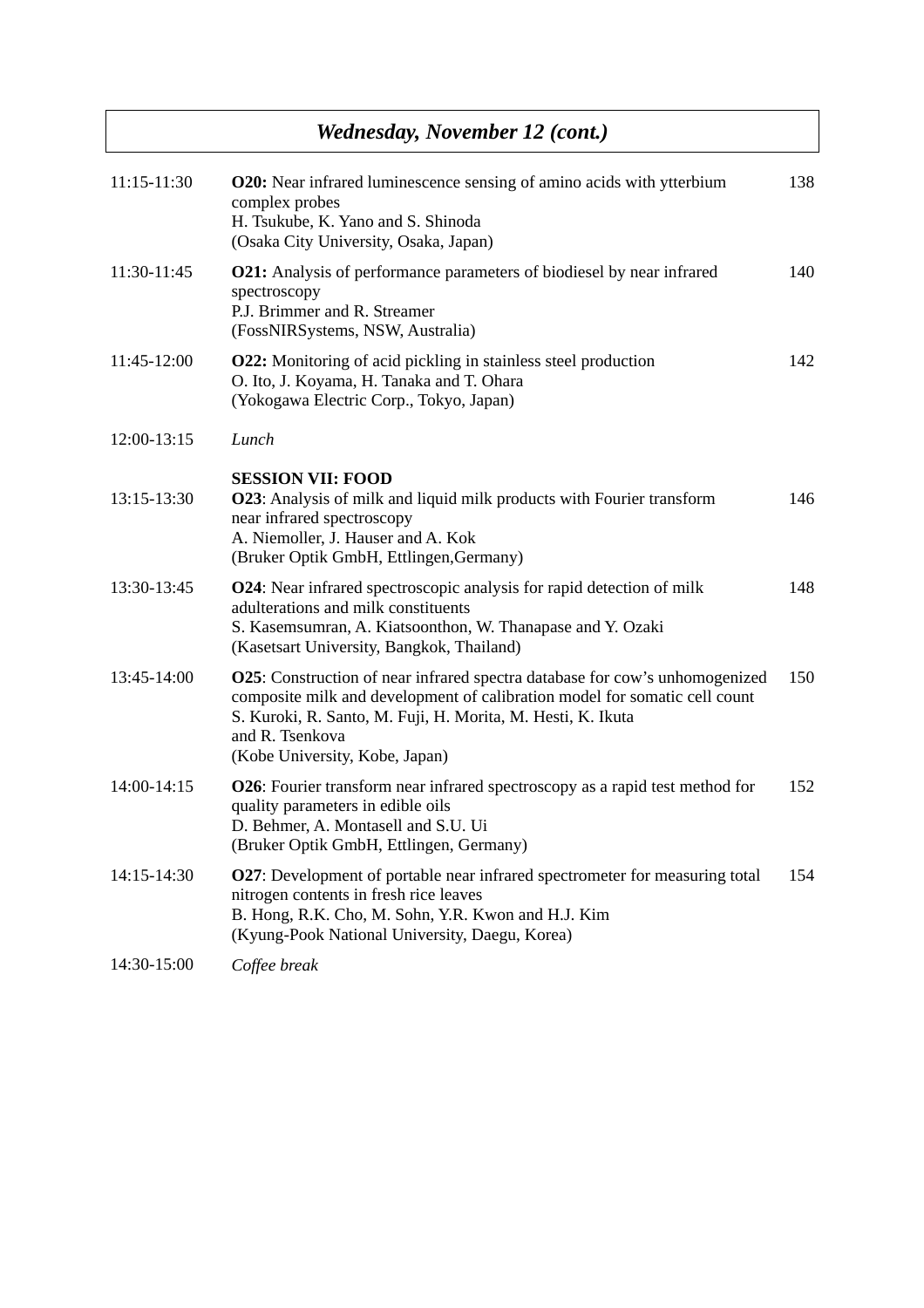## *Wednesday, November 12 (cont.)*

| | | |
|---|---|---|
| 11:15-11:30 | **O20:** Near infrared luminescence sensing of amino acids with ytterbium complex probes<br>H. Tsukube, K. Yano and S. Shinoda<br>(Osaka City University, Osaka, Japan) | 138 |
| 11:30-11:45 | **O21:** Analysis of performance parameters of biodiesel by near infrared spectroscopy<br>P.J. Brimmer and R. Streamer<br>(FossNIRSystems, NSW, Australia) | 140 |
| 11:45-12:00 | **O22:** Monitoring of acid pickling in stainless steel production<br>O. Ito, J. Koyama, H. Tanaka and T. Ohara<br>(Yokogawa Electric Corp., Tokyo, Japan) | 142 |
| 12:00-13:15 | *Lunch* | |
| | **SESSION VII: FOOD** | |
| 13:15-13:30 | **O23**: Analysis of milk and liquid milk products with Fourier transform near infrared spectroscopy<br>A. Niemoller, J. Hauser and A. Kok<br>(Bruker Optik GmbH, Ettlingen,Germany) | 146 |
| 13:30-13:45 | **O24**: Near infrared spectroscopic analysis for rapid detection of milk adulterations and milk constituents<br>S. Kasemsumran, A. Kiatsoonthon, W. Thanapase and Y. Ozaki<br>(Kasetsart University, Bangkok, Thailand) | 148 |
| 13:45-14:00 | **O25**: Construction of near infrared spectra database for cow's unhomogenized composite milk and development of calibration model for somatic cell count<br>S. Kuroki, R. Santo, M. Fuji, H. Morita, M. Hesti, K. Ikuta and R. Tsenkova<br>(Kobe University, Kobe, Japan) | 150 |
| 14:00-14:15 | **O26**: Fourier transform near infrared spectroscopy as a rapid test method for quality parameters in edible oils<br>D. Behmer, A. Montasell and S.U. Ui<br>(Bruker Optik GmbH, Ettlingen, Germany) | 152 |
| 14:15-14:30 | **O27**: Development of portable near infrared spectrometer for measuring total nitrogen contents in fresh rice leaves<br>B. Hong, R.K. Cho, M. Sohn, Y.R. Kwon and H.J. Kim<br>(Kyung-Pook National University, Daegu, Korea) | 154 |
| 14:30-15:00 | *Coffee break* | |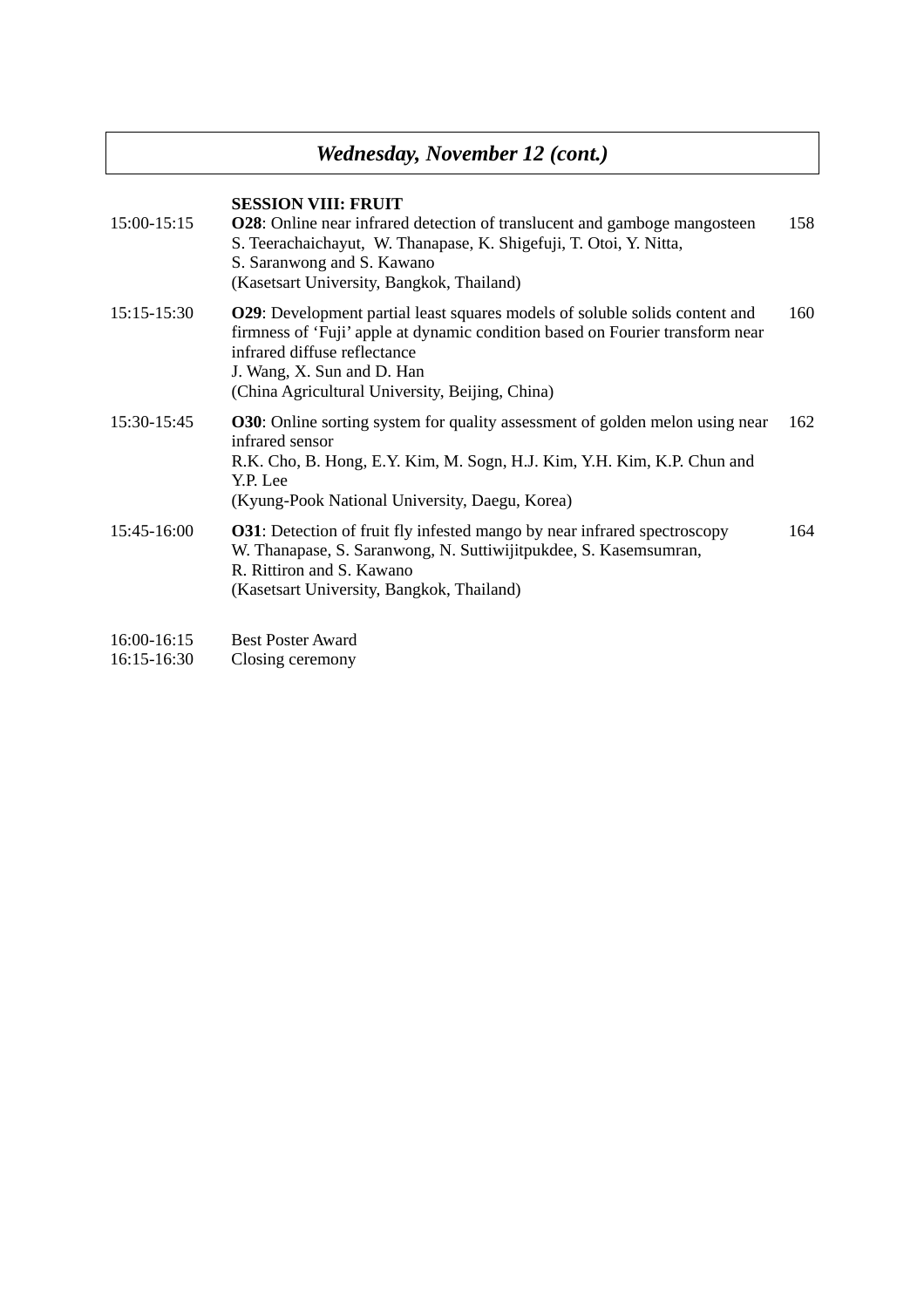## *Wednesday, November 12 (cont.)*

| | | |
|---|---|---|
| | **SESSION VIII: FRUIT** | |
| 15:00-15:15 | **O28**: Online near infrared detection of translucent and gamboge mangosteen<br>S. Teerachaichayut, W. Thanapase, K. Shigefuji, T. Otoi, Y. Nitta, S. Saranwong and S. Kawano<br>(Kasetsart University, Bangkok, Thailand) | 158 |
| 15:15-15:30 | **O29**: Development partial least squares models of soluble solids content and firmness of 'Fuji' apple at dynamic condition based on Fourier transform near infrared diffuse reflectance<br>J. Wang, X. Sun and D. Han<br>(China Agricultural University, Beijing, China) | 160 |
| 15:30-15:45 | **O30**: Online sorting system for quality assessment of golden melon using near infrared sensor<br>R.K. Cho, B. Hong, E.Y. Kim, M. Sogn, H.J. Kim, Y.H. Kim, K.P. Chun and Y.P. Lee<br>(Kyung-Pook National University, Daegu, Korea) | 162 |
| 15:45-16:00 | **O31**: Detection of fruit fly infested mango by near infrared spectroscopy<br>W. Thanapase, S. Saranwong, N. Suttiwijitpukdee, S. Kasemsumran, R. Rittiron and S. Kawano<br>(Kasetsart University, Bangkok, Thailand) | 164 |
| 16:00-16:15 | Best Poster Award | |
| 16:15-16:30 | Closing ceremony | |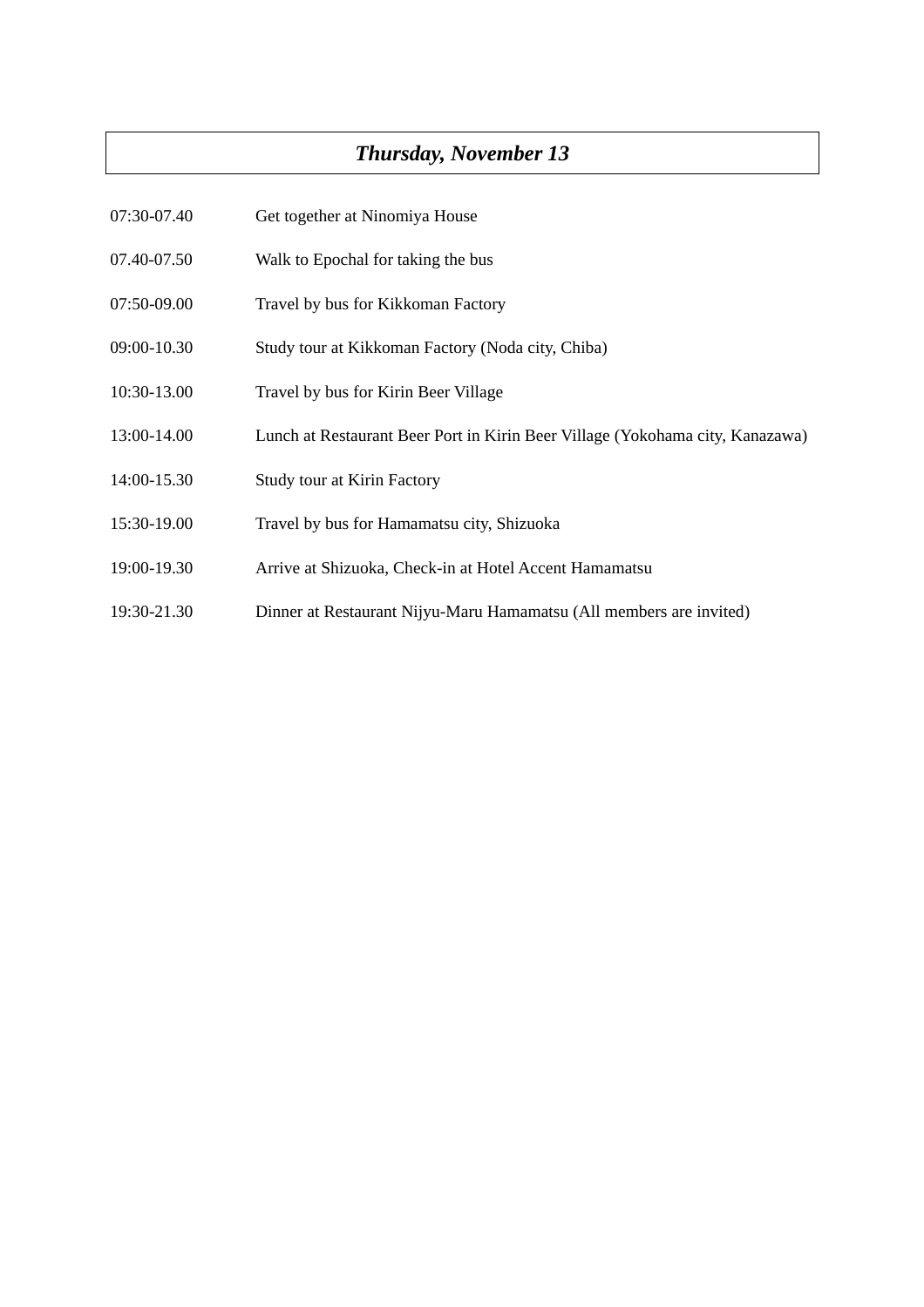## *Thursday, November 13*

| | |
|---|---|
| 07:30-07.40 | Get together at Ninomiya House |
| 07.40-07.50 | Walk to Epochal for taking the bus |
| 07:50-09.00 | Travel by bus for Kikkoman Factory |
| 09:00-10.30 | Study tour at Kikkoman Factory (Noda city, Chiba) |
| 10:30-13.00 | Travel by bus for Kirin Beer Village |
| 13:00-14.00 | Lunch at Restaurant Beer Port in Kirin Beer Village (Yokohama city, Kanazawa) |
| 14:00-15.30 | Study tour at Kirin Factory |
| 15:30-19.00 | Travel by bus for Hamamatsu city, Shizuoka |
| 19:00-19.30 | Arrive at Shizuoka, Check-in at Hotel Accent Hamamatsu |
| 19:30-21.30 | Dinner at Restaurant Nijyu-Maru Hamamatsu (All members are invited) |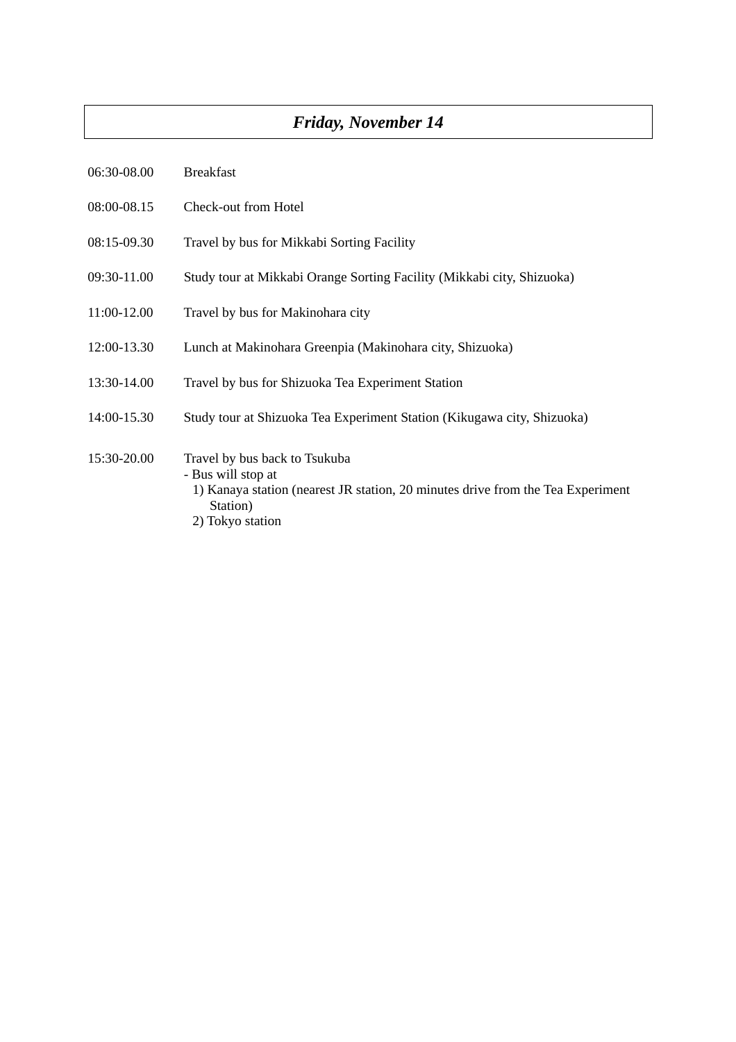## *Friday, November 14*

| | |
|---|---|
| 06:30-08.00 | Breakfast |
| 08:00-08.15 | Check-out from Hotel |
| 08:15-09.30 | Travel by bus for Mikkabi Sorting Facility |
| 09:30-11.00 | Study tour at Mikkabi Orange Sorting Facility (Mikkabi city, Shizuoka) |
| 11:00-12.00 | Travel by bus for Makinohara city |
| 12:00-13.30 | Lunch at Makinohara Greenpia (Makinohara city, Shizuoka) |
| 13:30-14.00 | Travel by bus for Shizuoka Tea Experiment Station |
| 14:00-15.30 | Study tour at Shizuoka Tea Experiment Station (Kikugawa city, Shizuoka) |
| 15:30-20.00 | Travel by bus back to Tsukuba<br>- Bus will stop at<br>1) Kanaya station (nearest JR station, 20 minutes drive from the Tea Experiment Station)<br>2) Tokyo station |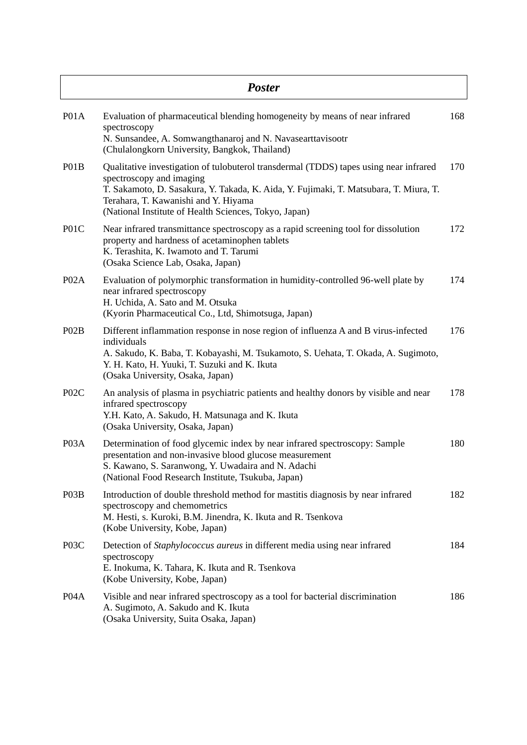# *Poster*

| | | |
|---|---|---|
| P01A | Evaluation of pharmaceutical blending homogeneity by means of near infrared spectroscopy<br>N. Sunsandee, A. Somwangthanaroj and N. Navasearttavisootr<br>(Chulalongkorn University, Bangkok, Thailand) | 168 |
| P01B | Qualitative investigation of tulobuterol transdermal (TDDS) tapes using near infrared spectroscopy and imaging<br>T. Sakamoto, D. Sasakura, Y. Takada, K. Aida, Y. Fujimaki, T. Matsubara, T. Miura, T. Terahara, T. Kawanishi and Y. Hiyama<br>(National Institute of Health Sciences, Tokyo, Japan) | 170 |
| P01C | Near infrared transmittance spectroscopy as a rapid screening tool for dissolution property and hardness of acetaminophen tablets<br>K. Terashita, K. Iwamoto and T. Tarumi<br>(Osaka Science Lab, Osaka, Japan) | 172 |
| P02A | Evaluation of polymorphic transformation in humidity-controlled 96-well plate by near infrared spectroscopy<br>H. Uchida, A. Sato and M. Otsuka<br>(Kyorin Pharmaceutical Co., Ltd, Shimotsuga, Japan) | 174 |
| P02B | Different inflammation response in nose region of influenza A and B virus-infected individuals<br>A. Sakudo, K. Baba, T. Kobayashi, M. Tsukamoto, S. Uehata, T. Okada, A. Sugimoto, Y. H. Kato, H. Yuuki, T. Suzuki and K. Ikuta<br>(Osaka University, Osaka, Japan) | 176 |
| P02C | An analysis of plasma in psychiatric patients and healthy donors by visible and near infrared spectroscopy<br>Y.H. Kato, A. Sakudo, H. Matsunaga and K. Ikuta<br>(Osaka University, Osaka, Japan) | 178 |
| P03A | Determination of food glycemic index by near infrared spectroscopy: Sample presentation and non-invasive blood glucose measurement<br>S. Kawano, S. Saranwong, Y. Uwadaira and N. Adachi<br>(National Food Research Institute, Tsukuba, Japan) | 180 |
| P03B | Introduction of double threshold method for mastitis diagnosis by near infrared spectroscopy and chemometrics<br>M. Hesti, s. Kuroki, B.M. Jinendra, K. Ikuta and R. Tsenkova<br>(Kobe University, Kobe, Japan) | 182 |
| P03C | Detection of *Staphylococcus aureus* in different media using near infrared spectroscopy<br>E. Inokuma, K. Tahara, K. Ikuta and R. Tsenkova<br>(Kobe University, Kobe, Japan) | 184 |
| P04A | Visible and near infrared spectroscopy as a tool for bacterial discrimination<br>A. Sugimoto, A. Sakudo and K. Ikuta<br>(Osaka University, Suita Osaka, Japan) | 186 |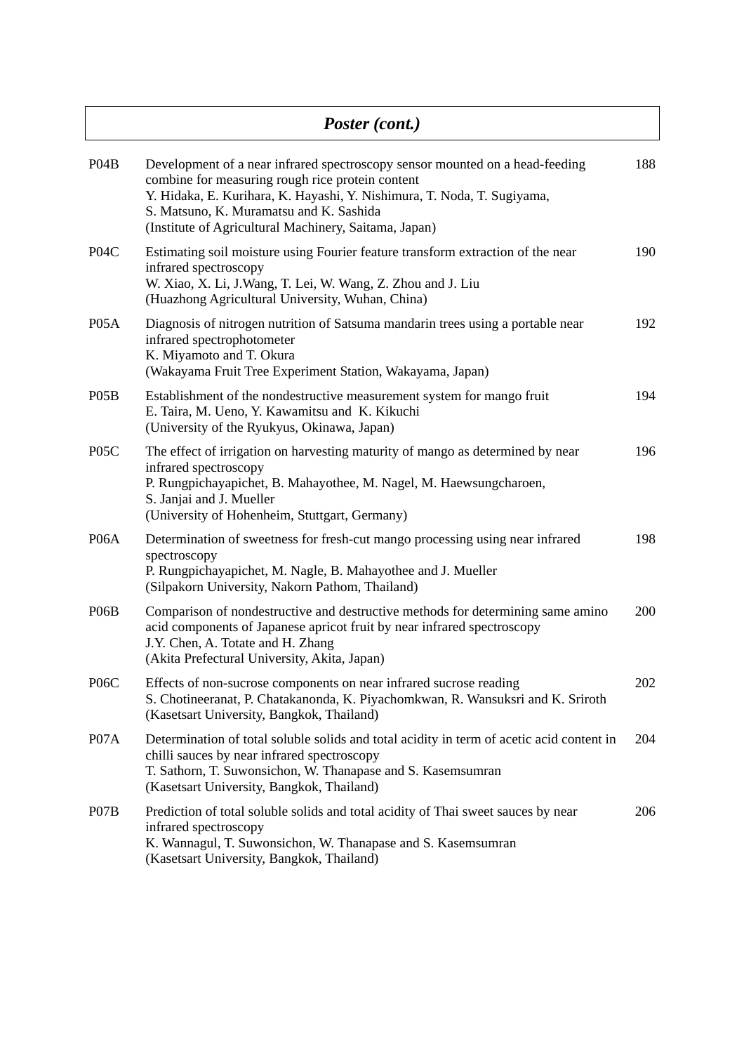## *Poster (cont.)*

| | | |
|---|---|---|
| P04B | Development of a near infrared spectroscopy sensor mounted on a head-feeding combine for measuring rough rice protein content<br>Y. Hidaka, E. Kurihara, K. Hayashi, Y. Nishimura, T. Noda, T. Sugiyama, S. Matsuno, K. Muramatsu and K. Sashida<br>(Institute of Agricultural Machinery, Saitama, Japan) | 188 |
| P04C | Estimating soil moisture using Fourier feature transform extraction of the near infrared spectroscopy<br>W. Xiao, X. Li, J.Wang, T. Lei, W. Wang, Z. Zhou and J. Liu<br>(Huazhong Agricultural University, Wuhan, China) | 190 |
| P05A | Diagnosis of nitrogen nutrition of Satsuma mandarin trees using a portable near infrared spectrophotometer<br>K. Miyamoto and T. Okura<br>(Wakayama Fruit Tree Experiment Station, Wakayama, Japan) | 192 |
| P05B | Establishment of the nondestructive measurement system for mango fruit<br>E. Taira, M. Ueno, Y. Kawamitsu and K. Kikuchi<br>(University of the Ryukyus, Okinawa, Japan) | 194 |
| P05C | The effect of irrigation on harvesting maturity of mango as determined by near infrared spectroscopy<br>P. Rungpichayapichet, B. Mahayothee, M. Nagel, M. Haewsungcharoen, S. Janjai and J. Mueller<br>(University of Hohenheim, Stuttgart, Germany) | 196 |
| P06A | Determination of sweetness for fresh-cut mango processing using near infrared spectroscopy<br>P. Rungpichayapichet, M. Nagle, B. Mahayothee and J. Mueller<br>(Silpakorn University, Nakorn Pathom, Thailand) | 198 |
| P06B | Comparison of nondestructive and destructive methods for determining same amino acid components of Japanese apricot fruit by near infrared spectroscopy<br>J.Y. Chen, A. Totate and H. Zhang<br>(Akita Prefectural University, Akita, Japan) | 200 |
| P06C | Effects of non-sucrose components on near infrared sucrose reading<br>S. Chotineeranat, P. Chatakanonda, K. Piyachomkwan, R. Wansuksri and K. Sriroth<br>(Kasetsart University, Bangkok, Thailand) | 202 |
| P07A | Determination of total soluble solids and total acidity in term of acetic acid content in chilli sauces by near infrared spectroscopy<br>T. Sathorn, T. Suwonsichon, W. Thanapase and S. Kasemsumran<br>(Kasetsart University, Bangkok, Thailand) | 204 |
| P07B | Prediction of total soluble solids and total acidity of Thai sweet sauces by near infrared spectroscopy<br>K. Wannagul, T. Suwonsichon, W. Thanapase and S. Kasemsumran<br>(Kasetsart University, Bangkok, Thailand) | 206 |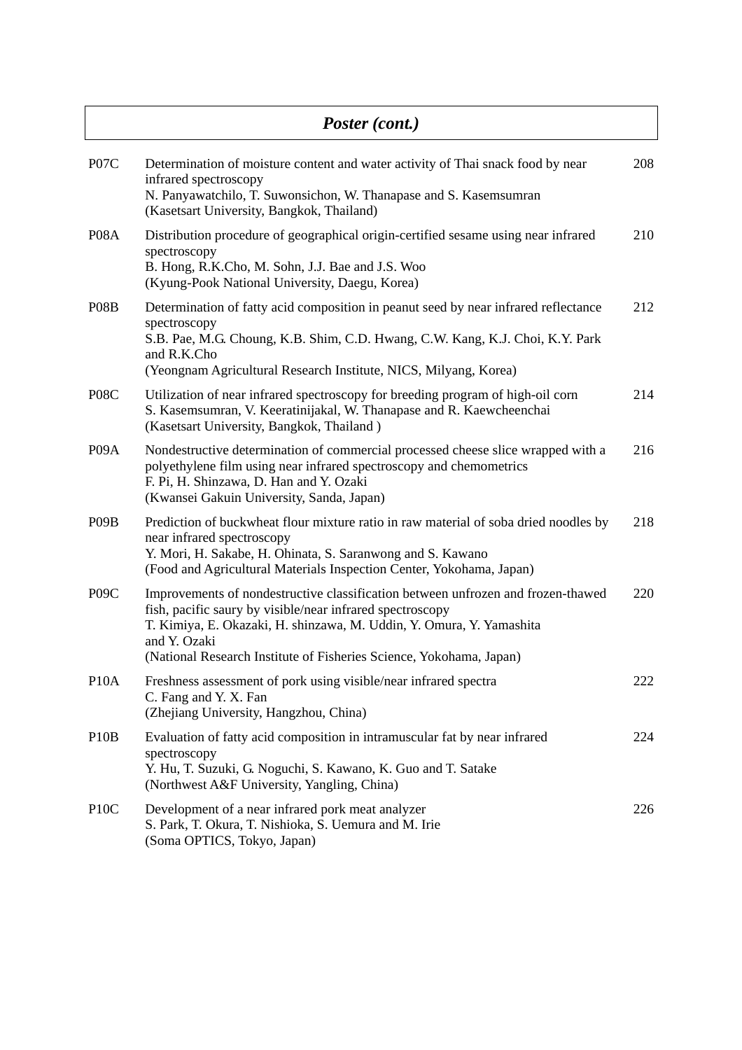## *Poster (cont.)*

| | | |
|---|---|---|
| P07C | Determination of moisture content and water activity of Thai snack food by near infrared spectroscopy<br>N. Panyawatchilo, T. Suwonsichon, W. Thanapase and S. Kasemsumran<br>(Kasetsart University, Bangkok, Thailand) | 208 |
| P08A | Distribution procedure of geographical origin-certified sesame using near infrared spectroscopy<br>B. Hong, R.K.Cho, M. Sohn, J.J. Bae and J.S. Woo<br>(Kyung-Pook National University, Daegu, Korea) | 210 |
| P08B | Determination of fatty acid composition in peanut seed by near infrared reflectance spectroscopy<br>S.B. Pae, M.G. Choung, K.B. Shim, C.D. Hwang, C.W. Kang, K.J. Choi, K.Y. Park and R.K.Cho<br>(Yeongnam Agricultural Research Institute, NICS, Milyang, Korea) | 212 |
| P08C | Utilization of near infrared spectroscopy for breeding program of high-oil corn<br>S. Kasemsumran, V. Keeratinijakal, W. Thanapase and R. Kaewcheenchai<br>(Kasetsart University, Bangkok, Thailand ) | 214 |
| P09A | Nondestructive determination of commercial processed cheese slice wrapped with a polyethylene film using near infrared spectroscopy and chemometrics<br>F. Pi, H. Shinzawa, D. Han and Y. Ozaki<br>(Kwansei Gakuin University, Sanda, Japan) | 216 |
| P09B | Prediction of buckwheat flour mixture ratio in raw material of soba dried noodles by near infrared spectroscopy<br>Y. Mori, H. Sakabe, H. Ohinata, S. Saranwong and S. Kawano<br>(Food and Agricultural Materials Inspection Center, Yokohama, Japan) | 218 |
| P09C | Improvements of nondestructive classification between unfrozen and frozen-thawed fish, pacific saury by visible/near infrared spectroscopy<br>T. Kimiya, E. Okazaki, H. shinzawa, M. Uddin, Y. Omura, Y. Yamashita and Y. Ozaki<br>(National Research Institute of Fisheries Science, Yokohama, Japan) | 220 |
| P10A | Freshness assessment of pork using visible/near infrared spectra<br>C. Fang and Y. X. Fan<br>(Zhejiang University, Hangzhou, China) | 222 |
| P10B | Evaluation of fatty acid composition in intramuscular fat by near infrared spectroscopy<br>Y. Hu, T. Suzuki, G. Noguchi, S. Kawano, K. Guo and T. Satake<br>(Northwest A&F University, Yangling, China) | 224 |
| P10C | Development of a near infrared pork meat analyzer<br>S. Park, T. Okura, T. Nishioka, S. Uemura and M. Irie<br>(Soma OPTICS, Tokyo, Japan) | 226 |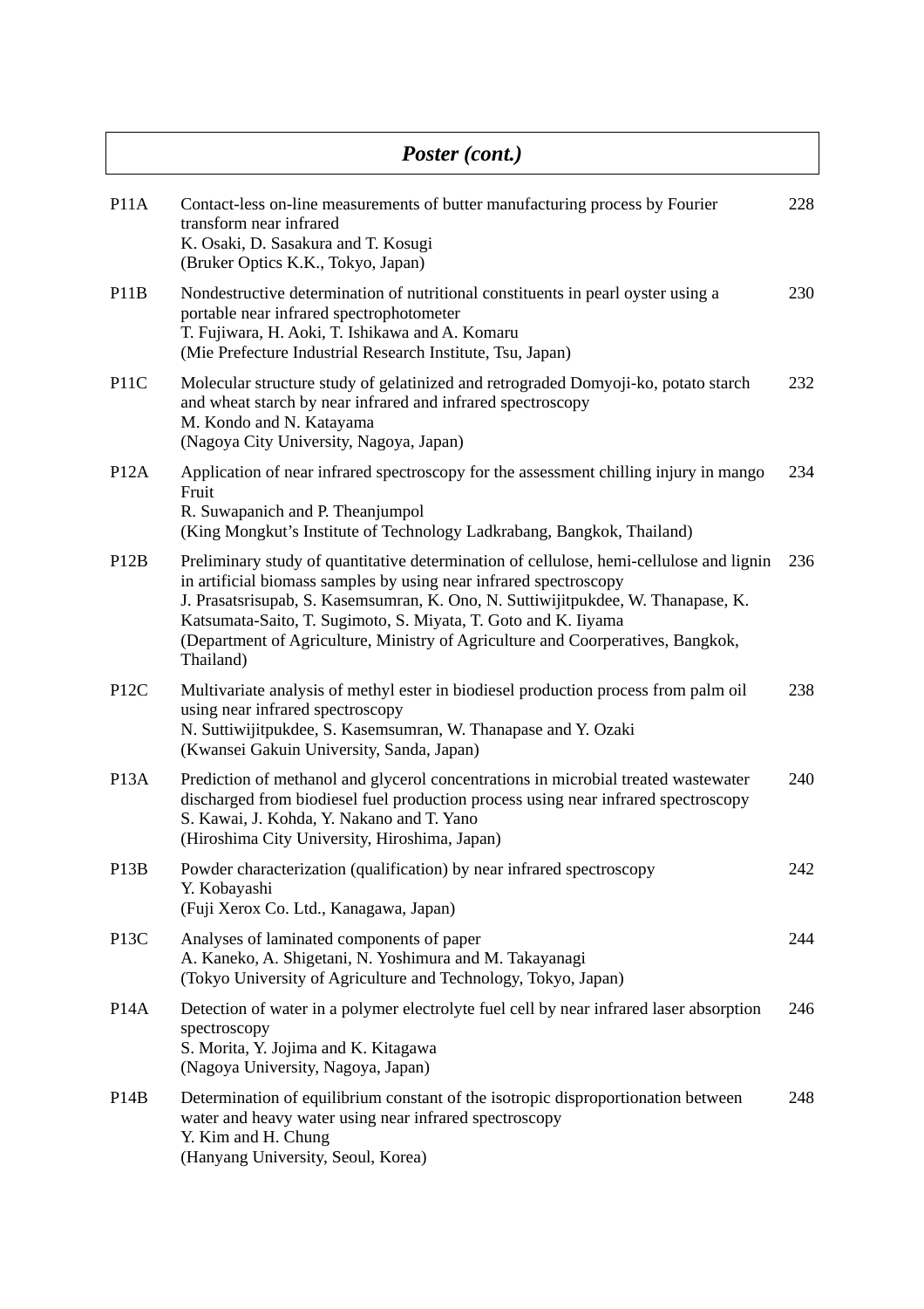## *Poster (cont.)*

| | | |
|---|---|---|
| P11A | Contact-less on-line measurements of butter manufacturing process by Fourier transform near infrared<br>K. Osaki, D. Sasakura and T. Kosugi<br>(Bruker Optics K.K., Tokyo, Japan) | 228 |
| P11B | Nondestructive determination of nutritional constituents in pearl oyster using a portable near infrared spectrophotometer<br>T. Fujiwara, H. Aoki, T. Ishikawa and A. Komaru<br>(Mie Prefecture Industrial Research Institute, Tsu, Japan) | 230 |
| P11C | Molecular structure study of gelatinized and retrograded Domyoji-ko, potato starch and wheat starch by near infrared and infrared spectroscopy<br>M. Kondo and N. Katayama<br>(Nagoya City University, Nagoya, Japan) | 232 |
| P12A | Application of near infrared spectroscopy for the assessment chilling injury in mango Fruit<br>R. Suwapanich and P. Theanjumpol<br>(King Mongkut's Institute of Technology Ladkrabang, Bangkok, Thailand) | 234 |
| P12B | Preliminary study of quantitative determination of cellulose, hemi-cellulose and lignin in artificial biomass samples by using near infrared spectroscopy<br>J. Prasatsrisupab, S. Kasemsumran, K. Ono, N. Suttiwijitpukdee, W. Thanapase, K. Katsumata-Saito, T. Sugimoto, S. Miyata, T. Goto and K. Iiyama<br>(Department of Agriculture, Ministry of Agriculture and Coorperatives, Bangkok, Thailand) | 236 |
| P12C | Multivariate analysis of methyl ester in biodiesel production process from palm oil using near infrared spectroscopy<br>N. Suttiwijitpukdee, S. Kasemsumran, W. Thanapase and Y. Ozaki<br>(Kwansei Gakuin University, Sanda, Japan) | 238 |
| P13A | Prediction of methanol and glycerol concentrations in microbial treated wastewater discharged from biodiesel fuel production process using near infrared spectroscopy<br>S. Kawai, J. Kohda, Y. Nakano and T. Yano<br>(Hiroshima City University, Hiroshima, Japan) | 240 |
| P13B | Powder characterization (qualification) by near infrared spectroscopy<br>Y. Kobayashi<br>(Fuji Xerox Co. Ltd., Kanagawa, Japan) | 242 |
| P13C | Analyses of laminated components of paper<br>A. Kaneko, A. Shigetani, N. Yoshimura and M. Takayanagi<br>(Tokyo University of Agriculture and Technology, Tokyo, Japan) | 244 |
| P14A | Detection of water in a polymer electrolyte fuel cell by near infrared laser absorption spectroscopy<br>S. Morita, Y. Jojima and K. Kitagawa<br>(Nagoya University, Nagoya, Japan) | 246 |
| P14B | Determination of equilibrium constant of the isotropic disproportionation between water and heavy water using near infrared spectroscopy<br>Y. Kim and H. Chung<br>(Hanyang University, Seoul, Korea) | 248 |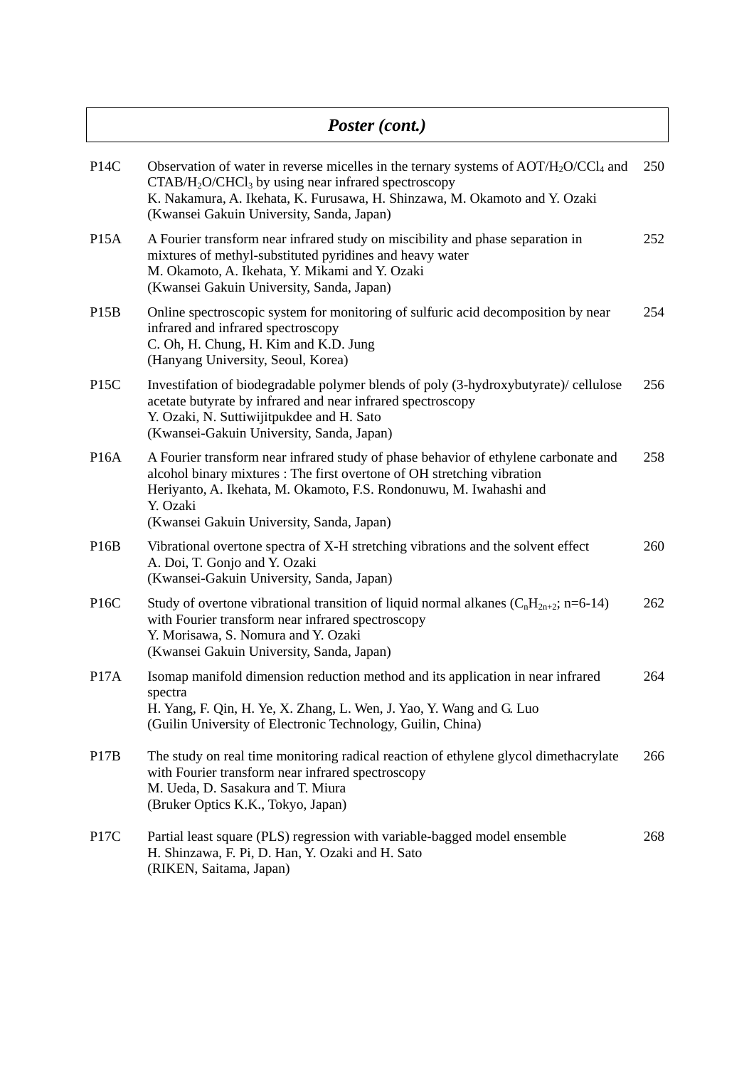## *Poster (cont.)*

| | | |
|---|---|---|
| P14C | Observation of water in reverse micelles in the ternary systems of AOT/$H_2O$/$CCl_4$ and CTAB/$H_2O$/$CHCl_3$ by using near infrared spectroscopy<br>K. Nakamura, A. Ikehata, K. Furusawa, H. Shinzawa, M. Okamoto and Y. Ozaki<br>(Kwansei Gakuin University, Sanda, Japan) | 250 |
| P15A | A Fourier transform near infrared study on miscibility and phase separation in mixtures of methyl-substituted pyridines and heavy water<br>M. Okamoto, A. Ikehata, Y. Mikami and Y. Ozaki<br>(Kwansei Gakuin University, Sanda, Japan) | 252 |
| P15B | Online spectroscopic system for monitoring of sulfuric acid decomposition by near infrared and infrared spectroscopy<br>C. Oh, H. Chung, H. Kim and K.D. Jung<br>(Hanyang University, Seoul, Korea) | 254 |
| P15C | Investifation of biodegradable polymer blends of poly (3-hydroxybutyrate)/ cellulose acetate butyrate by infrared and near infrared spectroscopy<br>Y. Ozaki, N. Suttiwijitpukdee and H. Sato<br>(Kwansei-Gakuin University, Sanda, Japan) | 256 |
| P16A | A Fourier transform near infrared study of phase behavior of ethylene carbonate and alcohol binary mixtures : The first overtone of OH stretching vibration<br>Heriyanto, A. Ikehata, M. Okamoto, F.S. Rondonuwu, M. Iwahashi and Y. Ozaki<br>(Kwansei Gakuin University, Sanda, Japan) | 258 |
| P16B | Vibrational overtone spectra of X-H stretching vibrations and the solvent effect<br>A. Doi, T. Gonjo and Y. Ozaki<br>(Kwansei-Gakuin University, Sanda, Japan) | 260 |
| P16C | Study of overtone vibrational transition of liquid normal alkanes ($C_nH_{2n+2}$; n=6-14) with Fourier transform near infrared spectroscopy<br>Y. Morisawa, S. Nomura and Y. Ozaki<br>(Kwansei Gakuin University, Sanda, Japan) | 262 |
| P17A | Isomap manifold dimension reduction method and its application in near infrared spectra<br>H. Yang, F. Qin, H. Ye, X. Zhang, L. Wen, J. Yao, Y. Wang and G. Luo<br>(Guilin University of Electronic Technology, Guilin, China) | 264 |
| P17B | The study on real time monitoring radical reaction of ethylene glycol dimethacrylate with Fourier transform near infrared spectroscopy<br>M. Ueda, D. Sasakura and T. Miura<br>(Bruker Optics K.K., Tokyo, Japan) | 266 |
| P17C | Partial least square (PLS) regression with variable-bagged model ensemble<br>H. Shinzawa, F. Pi, D. Han, Y. Ozaki and H. Sato<br>(RIKEN, Saitama, Japan) | 268 |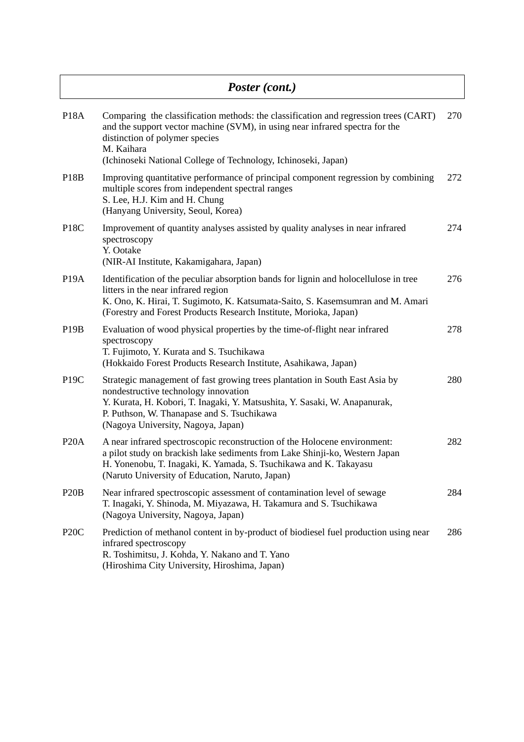## *Poster (cont.)*

| | | |
|---|---|---|
| P18A | Comparing the classification methods: the classification and regression trees (CART) and the support vector machine (SVM), in using near infrared spectra for the distinction of polymer species<br>M. Kaihara<br>(Ichinoseki National College of Technology, Ichinoseki, Japan) | 270 |
| P18B | Improving quantitative performance of principal component regression by combining multiple scores from independent spectral ranges<br>S. Lee, H.J. Kim and H. Chung<br>(Hanyang University, Seoul, Korea) | 272 |
| P18C | Improvement of quantity analyses assisted by quality analyses in near infrared spectroscopy<br>Y. Ootake<br>(NIR-AI Institute, Kakamigahara, Japan) | 274 |
| P19A | Identification of the peculiar absorption bands for lignin and holocellulose in tree litters in the near infrared region<br>K. Ono, K. Hirai, T. Sugimoto, K. Katsumata-Saito, S. Kasemsumran and M. Amari<br>(Forestry and Forest Products Research Institute, Morioka, Japan) | 276 |
| P19B | Evaluation of wood physical properties by the time-of-flight near infrared spectroscopy<br>T. Fujimoto, Y. Kurata and S. Tsuchikawa<br>(Hokkaido Forest Products Research Institute, Asahikawa, Japan) | 278 |
| P19C | Strategic management of fast growing trees plantation in South East Asia by nondestructive technology innovation<br>Y. Kurata, H. Kobori, T. Inagaki, Y. Matsushita, Y. Sasaki, W. Anapanurak, P. Puthson, W. Thanapase and S. Tsuchikawa<br>(Nagoya University, Nagoya, Japan) | 280 |
| P20A | A near infrared spectroscopic reconstruction of the Holocene environment: a pilot study on brackish lake sediments from Lake Shinji-ko, Western Japan<br>H. Yonenobu, T. Inagaki, K. Yamada, S. Tsuchikawa and K. Takayasu<br>(Naruto University of Education, Naruto, Japan) | 282 |
| P20B | Near infrared spectroscopic assessment of contamination level of sewage<br>T. Inagaki, Y. Shinoda, M. Miyazawa, H. Takamura and S. Tsuchikawa<br>(Nagoya University, Nagoya, Japan) | 284 |
| P20C | Prediction of methanol content in by-product of biodiesel fuel production using near infrared spectroscopy<br>R. Toshimitsu, J. Kohda, Y. Nakano and T. Yano<br>(Hiroshima City University, Hiroshima, Japan) | 286 |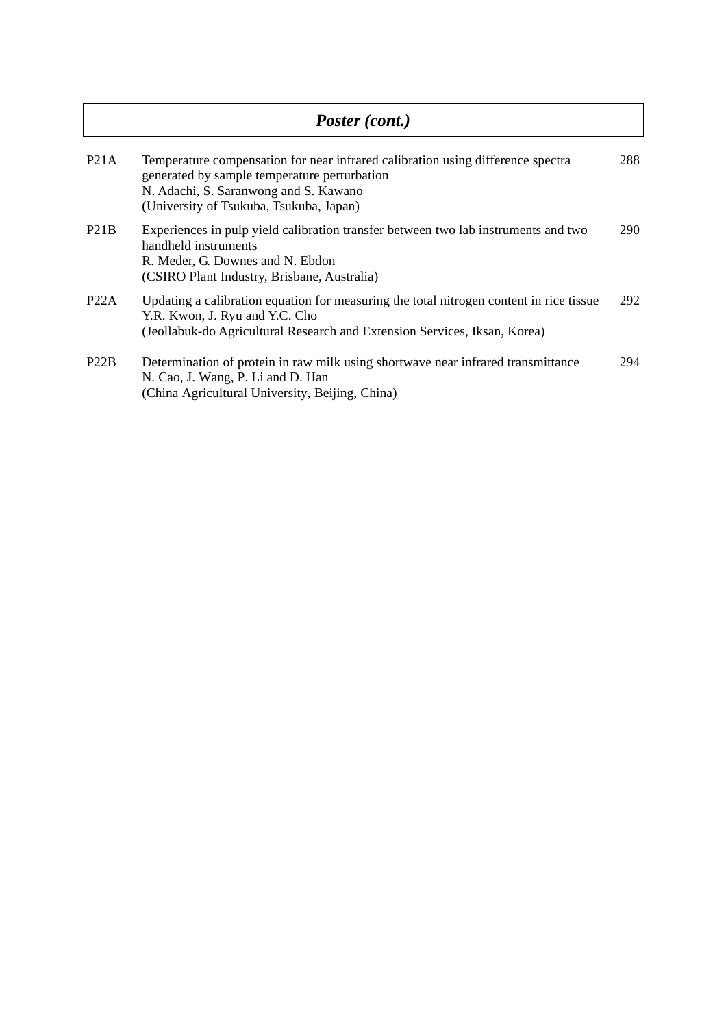## *Poster (cont.)*

| | | |
|---|---|---|
| P21A | Temperature compensation for near infrared calibration using difference spectra generated by sample temperature perturbation<br>N. Adachi, S. Saranwong and S. Kawano<br>(University of Tsukuba, Tsukuba, Japan) | 288 |
| P21B | Experiences in pulp yield calibration transfer between two lab instruments and two handheld instruments<br>R. Meder, G. Downes and N. Ebdon<br>(CSIRO Plant Industry, Brisbane, Australia) | 290 |
| P22A | Updating a calibration equation for measuring the total nitrogen content in rice tissue<br>Y.R. Kwon, J. Ryu and Y.C. Cho<br>(Jeollabuk-do Agricultural Research and Extension Services, Iksan, Korea) | 292 |
| P22B | Determination of protein in raw milk using shortwave near infrared transmittance<br>N. Cao, J. Wang, P. Li and D. Han<br>(China Agricultural University, Beijing, China) | 294 |